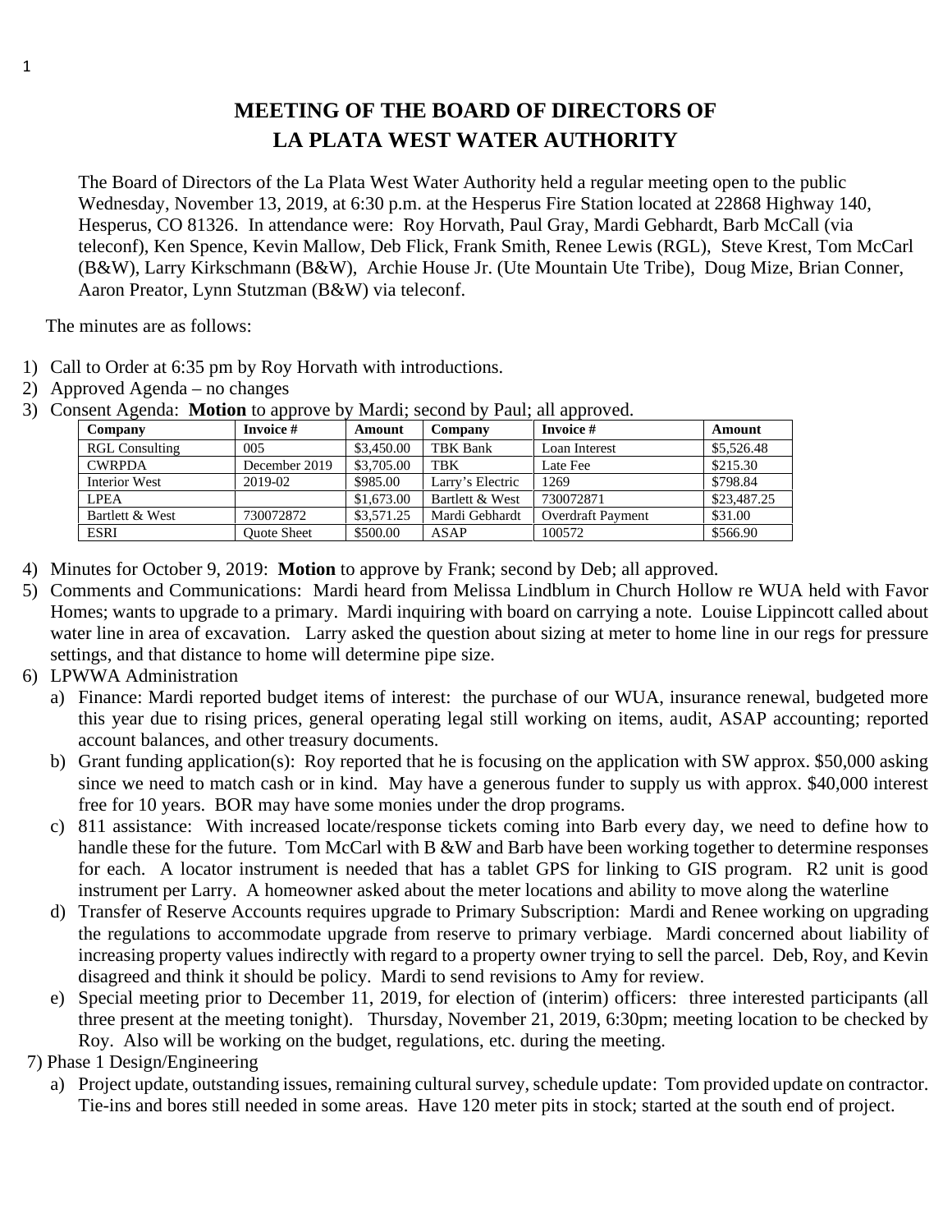# MEETING OF THE BOARD OF DIRECTORS OF LA PLATA WEST WATER AUTHORITY

The Board of Directors of the La Plata West Water Authority held a regular meeting open to the public Wednesday, November 13, 2019, at 6:30 p.m. at the Hesperus Fire Station located at 22868 Highway 140, Hesperus, CO 81326. In attendance were: Roy Horvath, Paul Gray, Mardi Gebhardt, Barb McCall (via teleconf), Ken Spence, Kevin Mallow, Deb Flick, Frank Smith, Renee Lewis (RGL), Steve Krest, Tom McCarl (B&W), Larry Kirkschmann (B&W), Archie House Jr. (Ute Mountain Ute Tribe), Doug Mize, Brian Conner, Aaron Preator, Lynn Stutzman (B&W) via teleconf.

The minutes are as follows:

1) Call to Order at 6:35 pm by Roy Horvath with introductions.
2) Approved Agenda – no changes
3) Consent Agenda: **Motion** to approve by Mardi; second by Paul; all approved.

| Company | Invoice # | Amount | Company | Invoice # | Amount |
|---|---|---|---|---|---|
| RGL Consulting | 005 | $3,450.00 | TBK Bank | Loan Interest | $5,526.48 |
| CWRPDA | December 2019 | $3,705.00 | TBK | Late Fee | $215.30 |
| Interior West | 2019-02 | $985.00 | Larry's Electric | 1269 | $798.84 |
| LPEA | | $1,673.00 | Bartlett & West | 730072871 | $23,487.25 |
| Bartlett & West | 730072872 | $3,571.25 | Mardi Gebhardt | Overdraft Payment | $31.00 |
| ESRI | Quote Sheet | $500.00 | ASAP | 100572 | $566.90 |

4) Minutes for October 9, 2019: **Motion** to approve by Frank; second by Deb; all approved.
5) Comments and Communications: Mardi heard from Melissa Lindblum in Church Hollow re WUA held with Favor Homes; wants to upgrade to a primary. Mardi inquiring with board on carrying a note. Louise Lippincott called about water line in area of excavation. Larry asked the question about sizing at meter to home line in our regs for pressure settings, and that distance to home will determine pipe size.
6) LPWWA Administration
   a) Finance: Mardi reported budget items of interest: the purchase of our WUA, insurance renewal, budgeted more this year due to rising prices, general operating legal still working on items, audit, ASAP accounting; reported account balances, and other treasury documents.
   b) Grant funding application(s): Roy reported that he is focusing on the application with SW approx. $50,000 asking since we need to match cash or in kind. May have a generous funder to supply us with approx. $40,000 interest free for 10 years. BOR may have some monies under the drop programs.
   c) 811 assistance: With increased locate/response tickets coming into Barb every day, we need to define how to handle these for the future. Tom McCarl with B &W and Barb have been working together to determine responses for each. A locator instrument is needed that has a tablet GPS for linking to GIS program. R2 unit is good instrument per Larry. A homeowner asked about the meter locations and ability to move along the waterline
   d) Transfer of Reserve Accounts requires upgrade to Primary Subscription: Mardi and Renee working on upgrading the regulations to accommodate upgrade from reserve to primary verbiage. Mardi concerned about liability of increasing property values indirectly with regard to a property owner trying to sell the parcel. Deb, Roy, and Kevin disagreed and think it should be policy. Mardi to send revisions to Amy for review.
   e) Special meeting prior to December 11, 2019, for election of (interim) officers: three interested participants (all three present at the meeting tonight). Thursday, November 21, 2019, 6:30pm; meeting location to be checked by Roy. Also will be working on the budget, regulations, etc. during the meeting.
7) Phase 1 Design/Engineering
   a) Project update, outstanding issues, remaining cultural survey, schedule update: Tom provided update on contractor. Tie-ins and bores still needed in some areas. Have 120 meter pits in stock; started at the south end of project.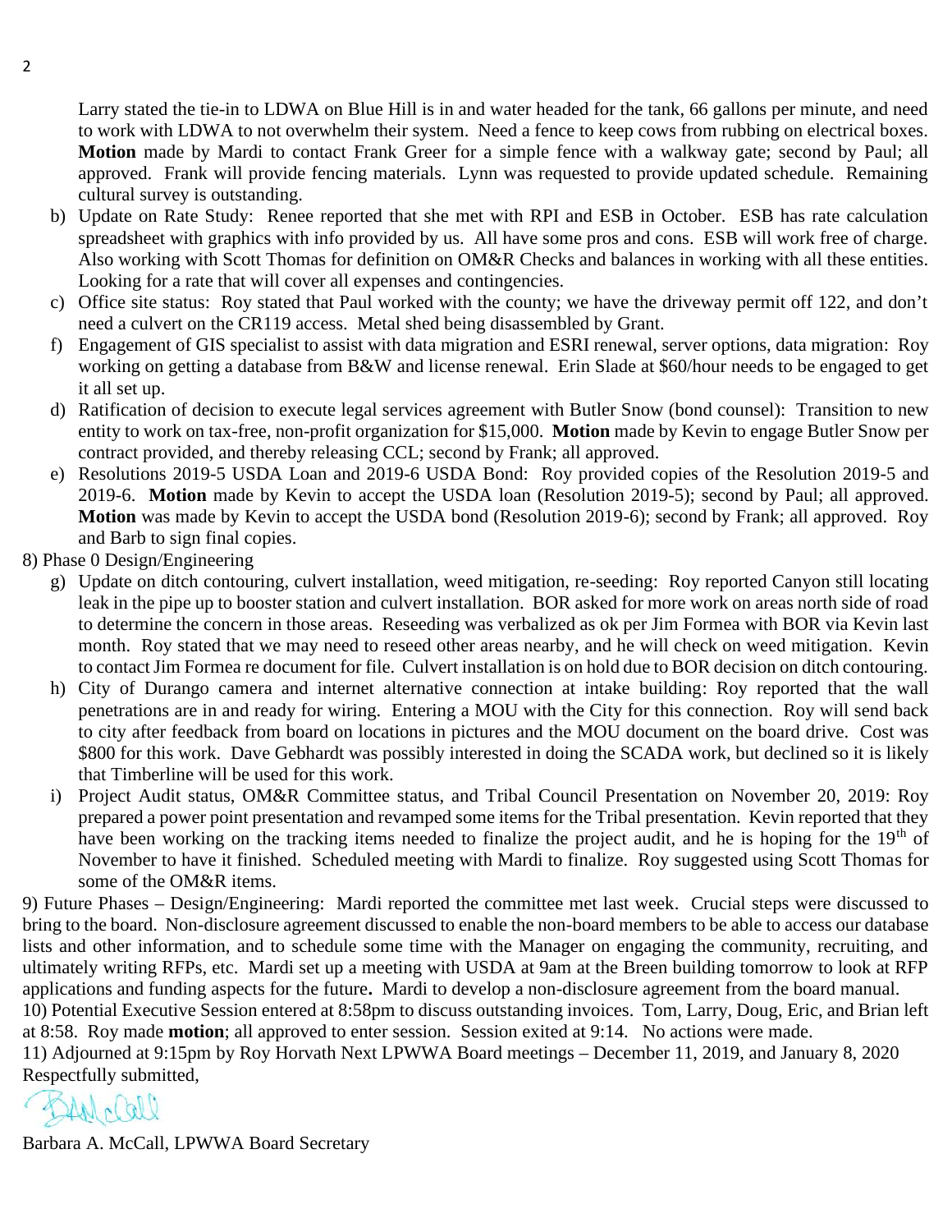Larry stated the tie-in to LDWA on Blue Hill is in and water headed for the tank, 66 gallons per minute, and need to work with LDWA to not overwhelm their system. Need a fence to keep cows from rubbing on electrical boxes. **Motion** made by Mardi to contact Frank Greer for a simple fence with a walkway gate; second by Paul; all approved. Frank will provide fencing materials. Lynn was requested to provide updated schedule. Remaining cultural survey is outstanding.

b) Update on Rate Study: Renee reported that she met with RPI and ESB in October. ESB has rate calculation spreadsheet with graphics with info provided by us. All have some pros and cons. ESB will work free of charge. Also working with Scott Thomas for definition on OM&R Checks and balances in working with all these entities. Looking for a rate that will cover all expenses and contingencies.

c) Office site status: Roy stated that Paul worked with the county; we have the driveway permit off 122, and don't need a culvert on the CR119 access. Metal shed being disassembled by Grant.

f) Engagement of GIS specialist to assist with data migration and ESRI renewal, server options, data migration: Roy working on getting a database from B&W and license renewal. Erin Slade at $60/hour needs to be engaged to get it all set up.

d) Ratification of decision to execute legal services agreement with Butler Snow (bond counsel): Transition to new entity to work on tax-free, non-profit organization for $15,000. **Motion** made by Kevin to engage Butler Snow per contract provided, and thereby releasing CCL; second by Frank; all approved.

e) Resolutions 2019-5 USDA Loan and 2019-6 USDA Bond: Roy provided copies of the Resolution 2019-5 and 2019-6. **Motion** made by Kevin to accept the USDA loan (Resolution 2019-5); second by Paul; all approved. **Motion** was made by Kevin to accept the USDA bond (Resolution 2019-6); second by Frank; all approved. Roy and Barb to sign final copies.

8) Phase 0 Design/Engineering

g) Update on ditch contouring, culvert installation, weed mitigation, re-seeding: Roy reported Canyon still locating leak in the pipe up to booster station and culvert installation. BOR asked for more work on areas north side of road to determine the concern in those areas. Reseeding was verbalized as ok per Jim Formea with BOR via Kevin last month. Roy stated that we may need to reseed other areas nearby, and he will check on weed mitigation. Kevin to contact Jim Formea re document for file. Culvert installation is on hold due to BOR decision on ditch contouring.

h) City of Durango camera and internet alternative connection at intake building: Roy reported that the wall penetrations are in and ready for wiring. Entering a MOU with the City for this connection. Roy will send back to city after feedback from board on locations in pictures and the MOU document on the board drive. Cost was $800 for this work. Dave Gebhardt was possibly interested in doing the SCADA work, but declined so it is likely that Timberline will be used for this work.

i) Project Audit status, OM&R Committee status, and Tribal Council Presentation on November 20, 2019: Roy prepared a power point presentation and revamped some items for the Tribal presentation. Kevin reported that they have been working on the tracking items needed to finalize the project audit, and he is hoping for the 19th of November to have it finished. Scheduled meeting with Mardi to finalize. Roy suggested using Scott Thomas for some of the OM&R items.

9) Future Phases – Design/Engineering: Mardi reported the committee met last week. Crucial steps were discussed to bring to the board. Non-disclosure agreement discussed to enable the non-board members to be able to access our database lists and other information, and to schedule some time with the Manager on engaging the community, recruiting, and ultimately writing RFPs, etc. Mardi set up a meeting with USDA at 9am at the Breen building tomorrow to look at RFP applications and funding aspects for the future**.** Mardi to develop a non-disclosure agreement from the board manual.

10) Potential Executive Session entered at 8:58pm to discuss outstanding invoices. Tom, Larry, Doug, Eric, and Brian left at 8:58. Roy made **motion**; all approved to enter session. Session exited at 9:14. No actions were made.

11) Adjourned at 9:15pm by Roy Horvath Next LPWWA Board meetings – December 11, 2019, and January 8, 2020

Respectfully submitted,

BAMcCall

Barbara A. McCall, LPWWA Board Secretary